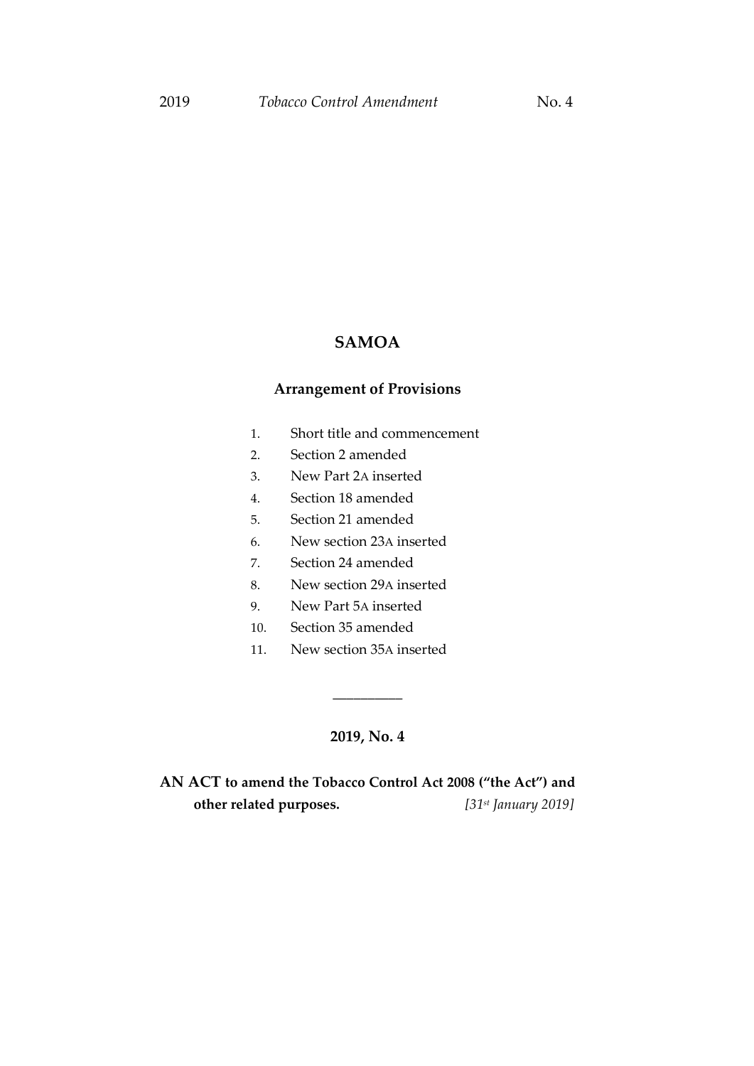# SAMOA

## Arrangement of Provisions

1. Short title and commencement
2. Section 2 amended
3. New Part 2A inserted
4. Section 18 amended
5. Section 21 amended
6. New section 23A inserted
7. Section 24 amended
8. New section 29A inserted
9. New Part 5A inserted
10. Section 35 amended
11. New section 35A inserted

---

**2019, No. 4**

**AN ACT to amend the Tobacco Control Act 2008 ("the Act") and other related purposes.** *[31st January 2019]*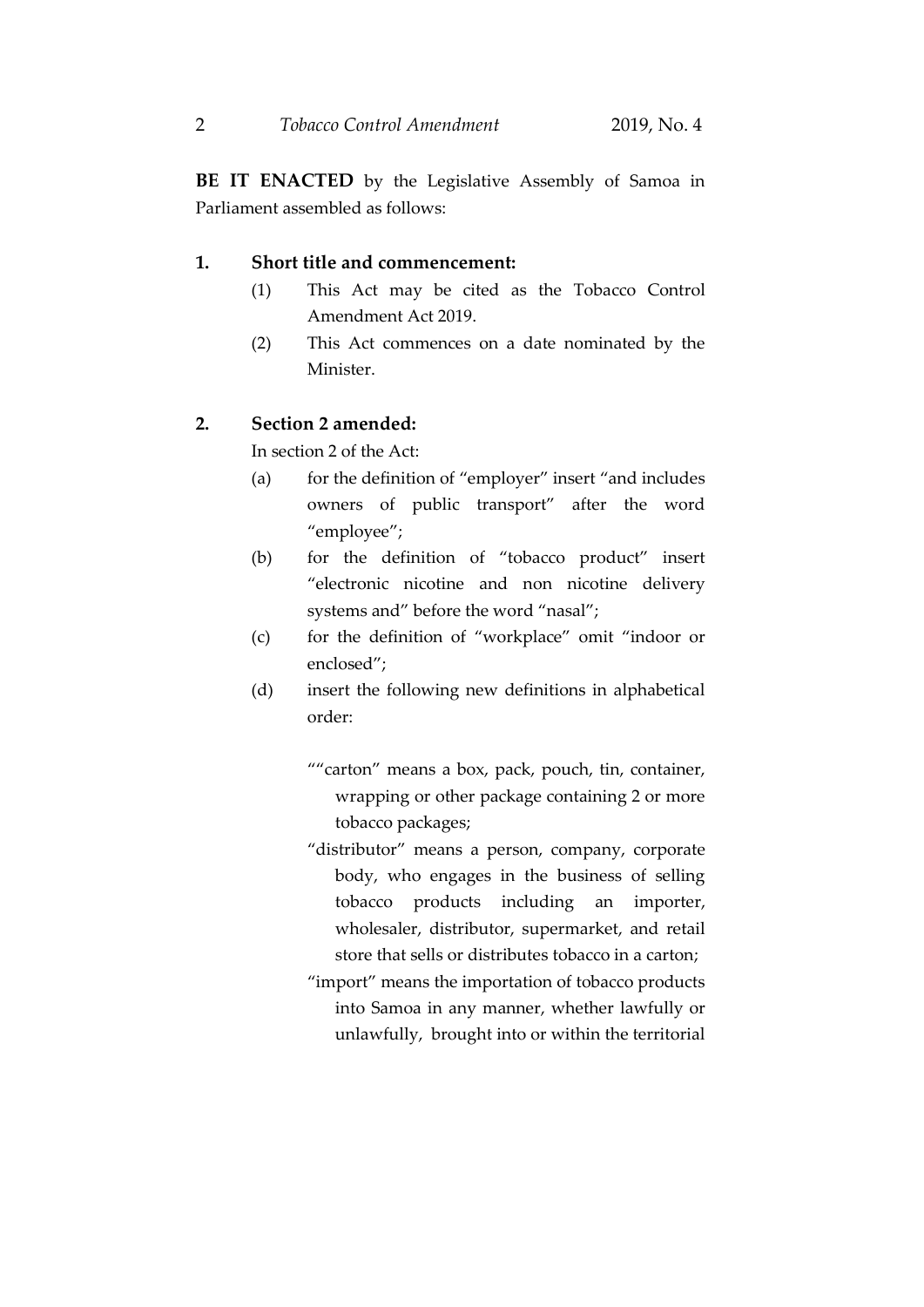**BE IT ENACTED** by the Legislative Assembly of Samoa in Parliament assembled as follows:

**1. Short title and commencement:**

(1) This Act may be cited as the Tobacco Control Amendment Act 2019.

(2) This Act commences on a date nominated by the Minister.

**2. Section 2 amended:**

In section 2 of the Act:

(a) for the definition of "employer" insert "and includes owners of public transport" after the word "employee";

(b) for the definition of "tobacco product" insert "electronic nicotine and non nicotine delivery systems and" before the word "nasal";

(c) for the definition of "workplace" omit "indoor or enclosed";

(d) insert the following new definitions in alphabetical order:

""carton" means a box, pack, pouch, tin, container, wrapping or other package containing 2 or more tobacco packages;

"distributor" means a person, company, corporate body, who engages in the business of selling tobacco products including an importer, wholesaler, distributor, supermarket, and retail store that sells or distributes tobacco in a carton;

"import" means the importation of tobacco products into Samoa in any manner, whether lawfully or unlawfully, brought into or within the territorial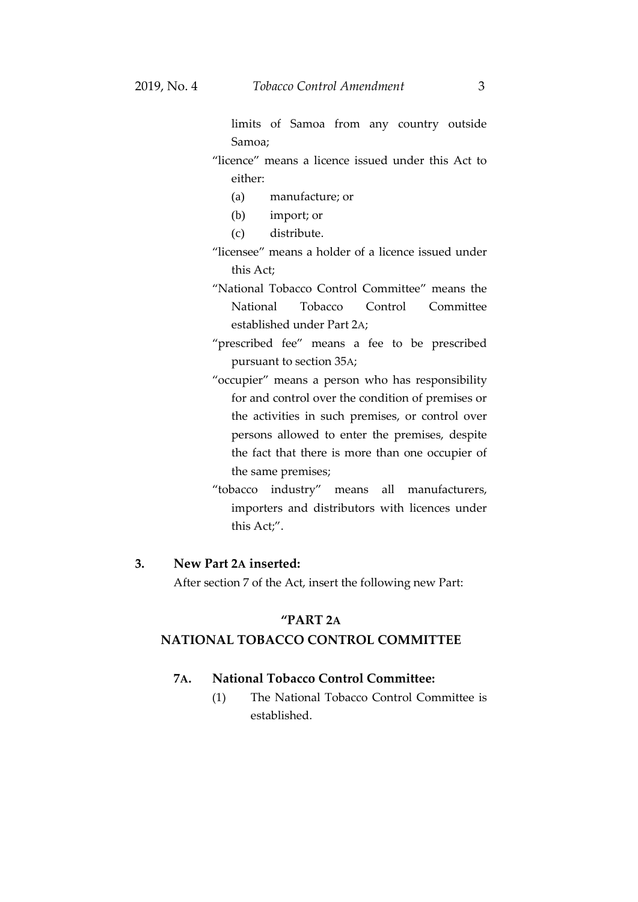limits of Samoa from any country outside Samoa;

"licence" means a licence issued under this Act to either:

(a) manufacture; or

(b) import; or

(c) distribute.

"licensee" means a holder of a licence issued under this Act;

"National Tobacco Control Committee" means the National Tobacco Control Committee established under Part 2A;

"prescribed fee" means a fee to be prescribed pursuant to section 35A;

"occupier" means a person who has responsibility for and control over the condition of premises or the activities in such premises, or control over persons allowed to enter the premises, despite the fact that there is more than one occupier of the same premises;

"tobacco industry" means all manufacturers, importers and distributors with licences under this Act;".

**3. New Part 2A inserted:**

After section 7 of the Act, insert the following new Part:

## "PART 2A
## NATIONAL TOBACCO CONTROL COMMITTEE

**7A. National Tobacco Control Committee:**

(1) The National Tobacco Control Committee is established.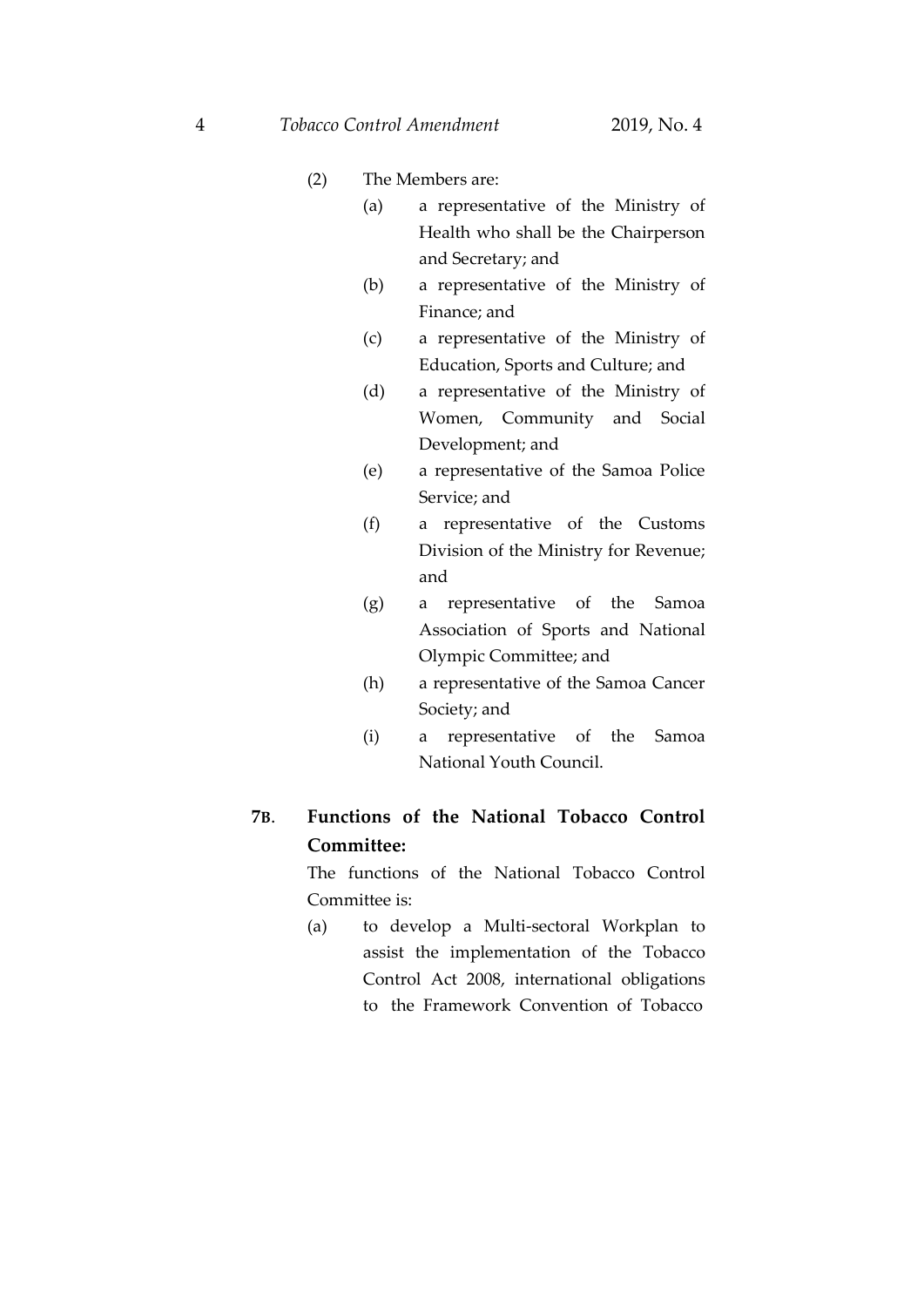(2) The Members are:

(a) a representative of the Ministry of Health who shall be the Chairperson and Secretary; and

(b) a representative of the Ministry of Finance; and

(c) a representative of the Ministry of Education, Sports and Culture; and

(d) a representative of the Ministry of Women, Community and Social Development; and

(e) a representative of the Samoa Police Service; and

(f) a representative of the Customs Division of the Ministry for Revenue; and

(g) a representative of the Samoa Association of Sports and National Olympic Committee; and

(h) a representative of the Samoa Cancer Society; and

(i) a representative of the Samoa National Youth Council.

**7B. Functions of the National Tobacco Control Committee:**

The functions of the National Tobacco Control Committee is:

(a) to develop a Multi-sectoral Workplan to assist the implementation of the Tobacco Control Act 2008, international obligations to the Framework Convention of Tobacco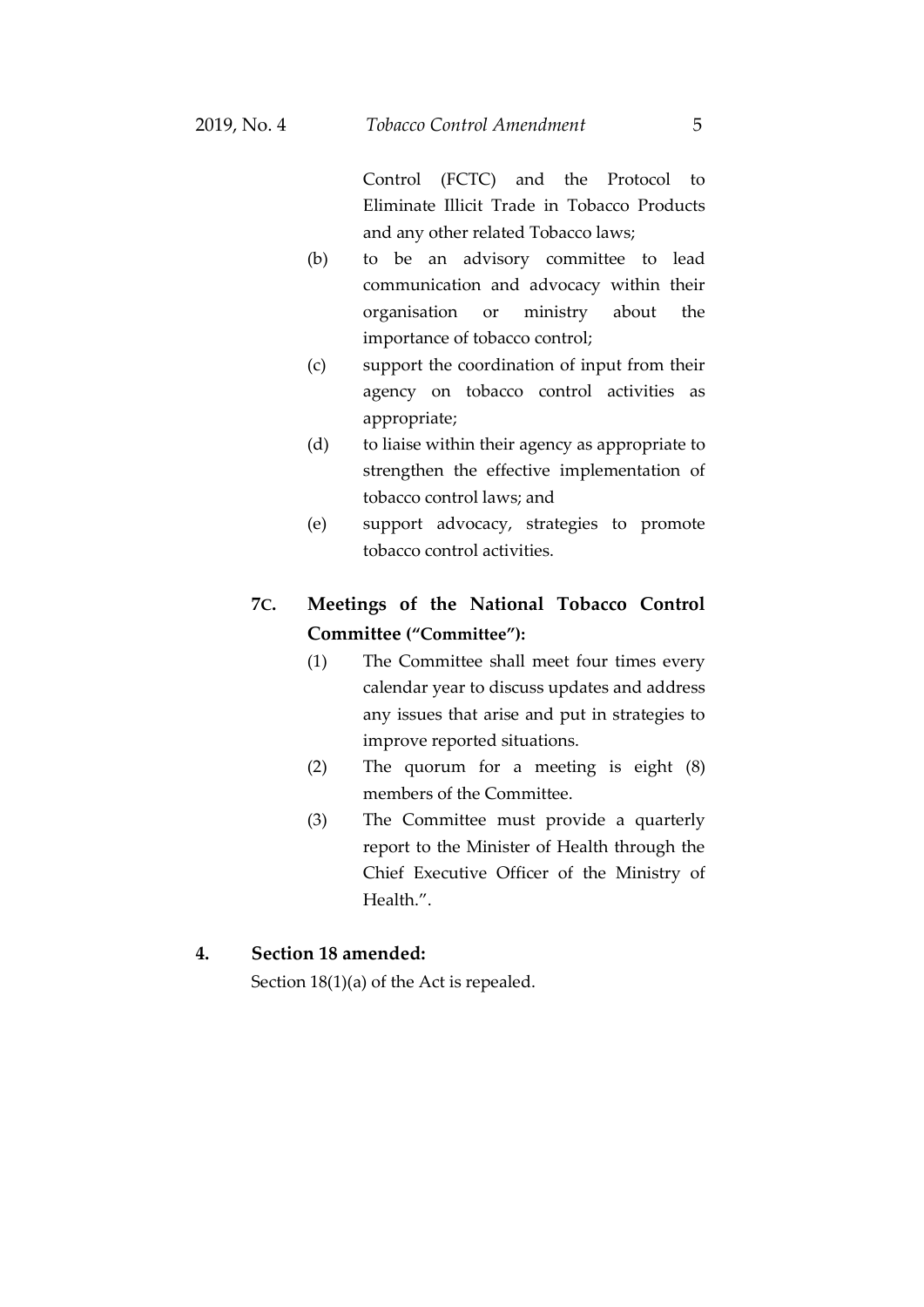Control (FCTC) and the Protocol to Eliminate Illicit Trade in Tobacco Products and any other related Tobacco laws;

(b) to be an advisory committee to lead communication and advocacy within their organisation or ministry about the importance of tobacco control;

(c) support the coordination of input from their agency on tobacco control activities as appropriate;

(d) to liaise within their agency as appropriate to strengthen the effective implementation of tobacco control laws; and

(e) support advocacy, strategies to promote tobacco control activities.

**7C. Meetings of the National Tobacco Control Committee ("Committee"):**

(1) The Committee shall meet four times every calendar year to discuss updates and address any issues that arise and put in strategies to improve reported situations.

(2) The quorum for a meeting is eight (8) members of the Committee.

(3) The Committee must provide a quarterly report to the Minister of Health through the Chief Executive Officer of the Ministry of Health.".

**4. Section 18 amended:**

Section 18(1)(a) of the Act is repealed.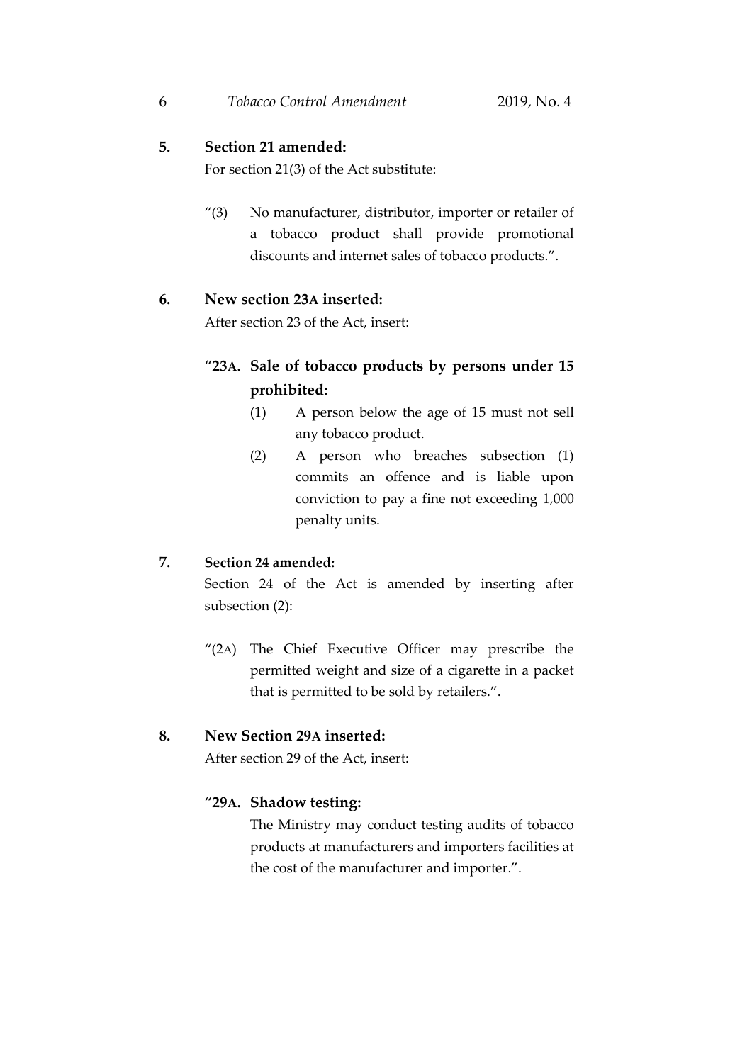**5. Section 21 amended:**

For section 21(3) of the Act substitute:

> "(3) No manufacturer, distributor, importer or retailer of a tobacco product shall provide promotional discounts and internet sales of tobacco products.".

**6. New section 23A inserted:**

After section 23 of the Act, insert:

> "**23A. Sale of tobacco products by persons under 15 prohibited:**
>
> (1) A person below the age of 15 must not sell any tobacco product.
>
> (2) A person who breaches subsection (1) commits an offence and is liable upon conviction to pay a fine not exceeding 1,000 penalty units.

**7. Section 24 amended:**

Section 24 of the Act is amended by inserting after subsection (2):

> "(2A) The Chief Executive Officer may prescribe the permitted weight and size of a cigarette in a packet that is permitted to be sold by retailers.".

**8. New Section 29A inserted:**

After section 29 of the Act, insert:

> "**29A. Shadow testing:**
>
> The Ministry may conduct testing audits of tobacco products at manufacturers and importers facilities at the cost of the manufacturer and importer.".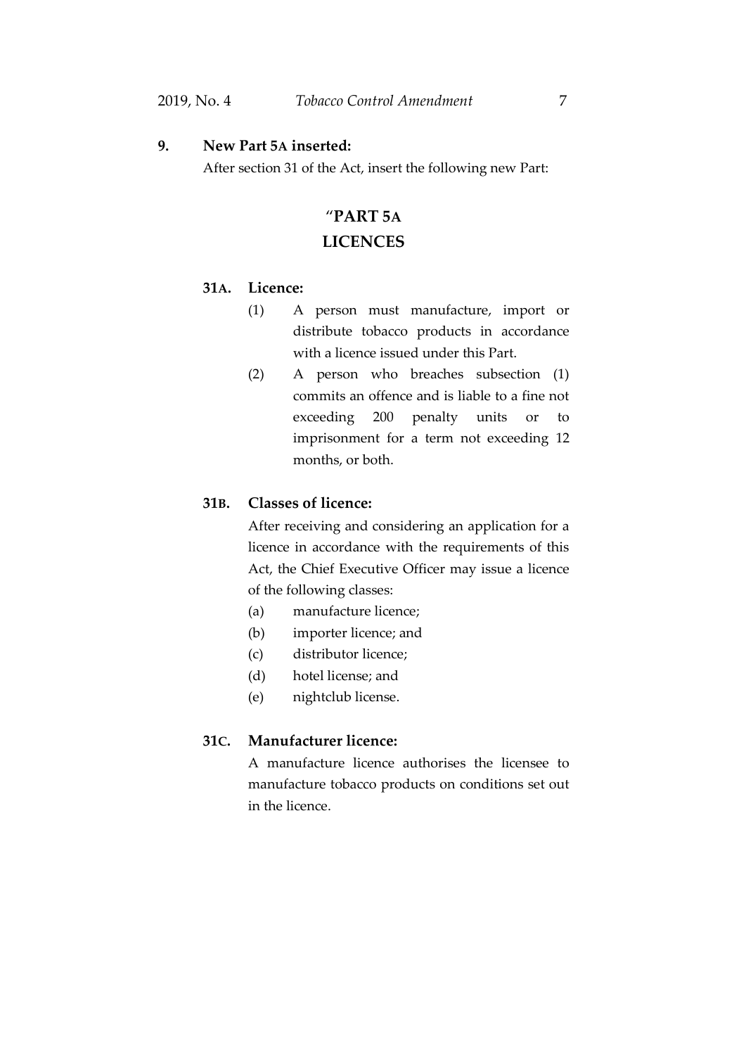**9. New Part 5A inserted:**

After section 31 of the Act, insert the following new Part:

## "PART 5A
## LICENCES

**31A. Licence:**

(1) A person must manufacture, import or distribute tobacco products in accordance with a licence issued under this Part.

(2) A person who breaches subsection (1) commits an offence and is liable to a fine not exceeding 200 penalty units or to imprisonment for a term not exceeding 12 months, or both.

**31B. Classes of licence:**

After receiving and considering an application for a licence in accordance with the requirements of this Act, the Chief Executive Officer may issue a licence of the following classes:

(a) manufacture licence;

(b) importer licence; and

(c) distributor licence;

(d) hotel license; and

(e) nightclub license.

**31C. Manufacturer licence:**

A manufacture licence authorises the licensee to manufacture tobacco products on conditions set out in the licence.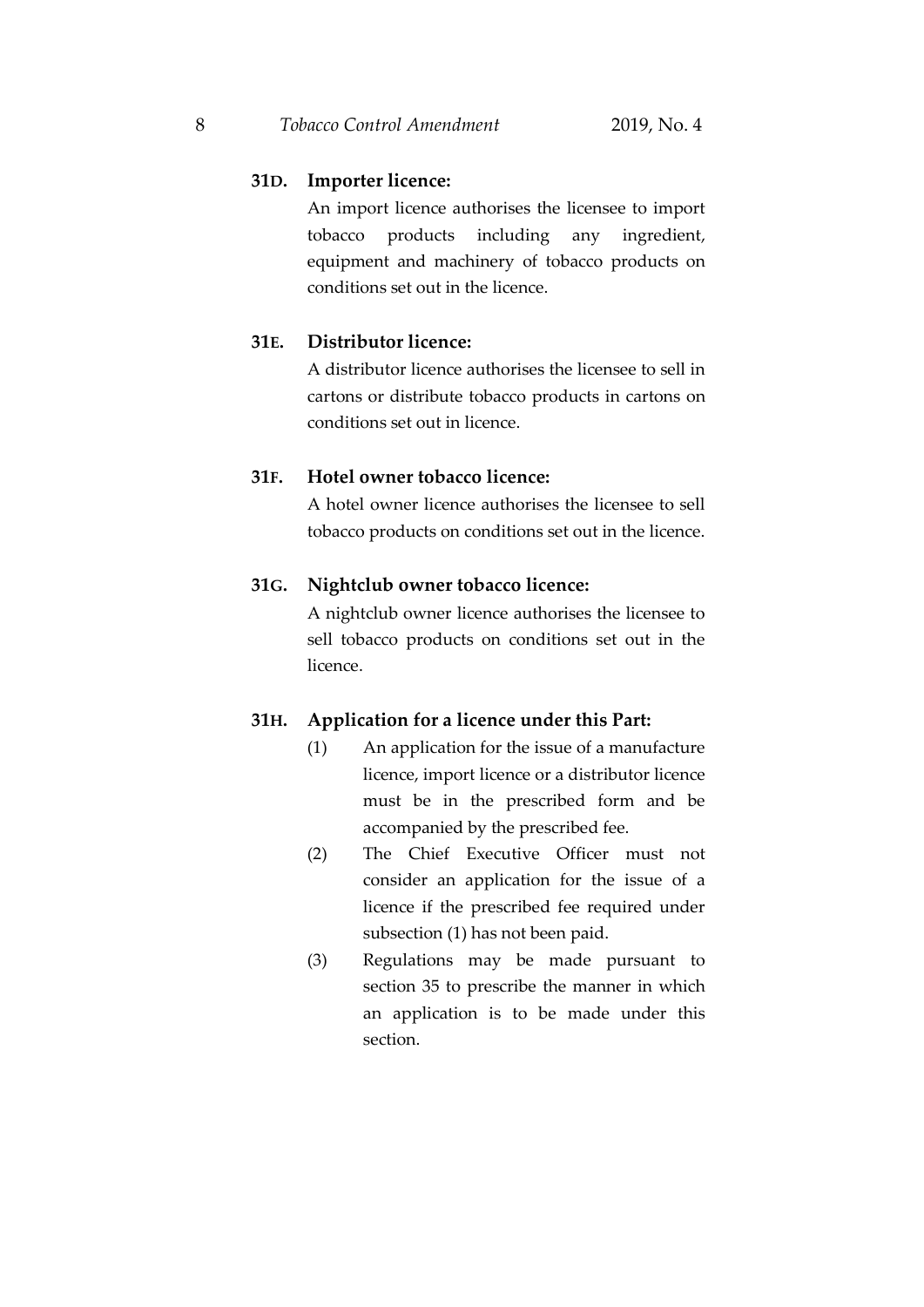**31D. Importer licence:**

An import licence authorises the licensee to import tobacco products including any ingredient, equipment and machinery of tobacco products on conditions set out in the licence.

**31E. Distributor licence:**

A distributor licence authorises the licensee to sell in cartons or distribute tobacco products in cartons on conditions set out in licence.

**31F. Hotel owner tobacco licence:**

A hotel owner licence authorises the licensee to sell tobacco products on conditions set out in the licence.

**31G. Nightclub owner tobacco licence:**

A nightclub owner licence authorises the licensee to sell tobacco products on conditions set out in the licence.

**31H. Application for a licence under this Part:**

(1) An application for the issue of a manufacture licence, import licence or a distributor licence must be in the prescribed form and be accompanied by the prescribed fee.

(2) The Chief Executive Officer must not consider an application for the issue of a licence if the prescribed fee required under subsection (1) has not been paid.

(3) Regulations may be made pursuant to section 35 to prescribe the manner in which an application is to be made under this section.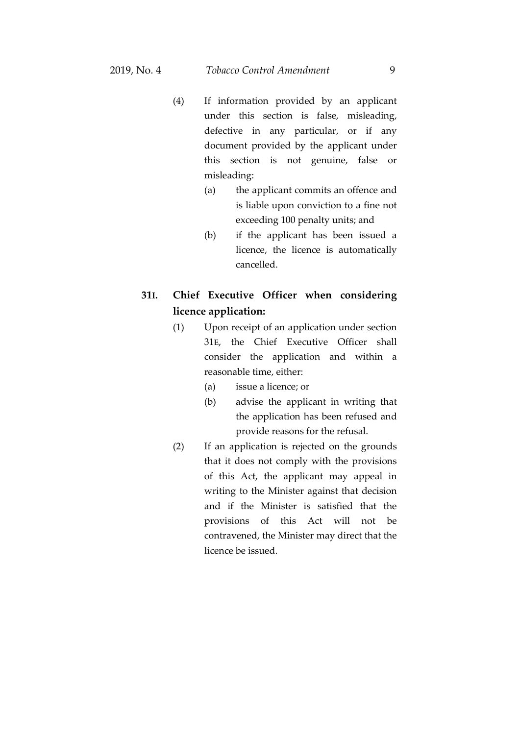(4) If information provided by an applicant under this section is false, misleading, defective in any particular, or if any document provided by the applicant under this section is not genuine, false or misleading:

  (a) the applicant commits an offence and is liable upon conviction to a fine not exceeding 100 penalty units; and

  (b) if the applicant has been issued a licence, the licence is automatically cancelled.

**31I. Chief Executive Officer when considering licence application:**

(1) Upon receipt of an application under section 31E, the Chief Executive Officer shall consider the application and within a reasonable time, either:

  (a) issue a licence; or

  (b) advise the applicant in writing that the application has been refused and provide reasons for the refusal.

(2) If an application is rejected on the grounds that it does not comply with the provisions of this Act, the applicant may appeal in writing to the Minister against that decision and if the Minister is satisfied that the provisions of this Act will not be contravened, the Minister may direct that the licence be issued.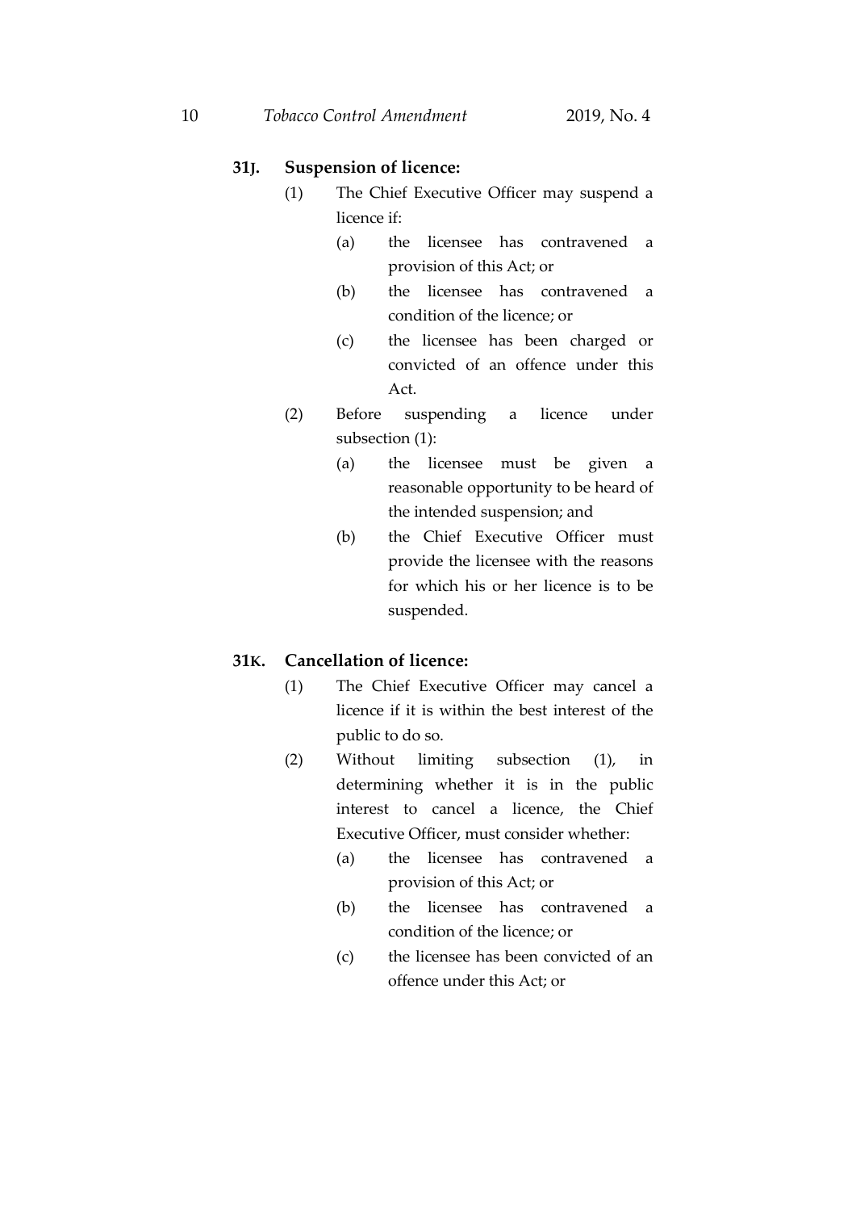### 31J. Suspension of licence:

(1) The Chief Executive Officer may suspend a licence if:

  (a) the licensee has contravened a provision of this Act; or

  (b) the licensee has contravened a condition of the licence; or

  (c) the licensee has been charged or convicted of an offence under this Act.

(2) Before suspending a licence under subsection (1):

  (a) the licensee must be given a reasonable opportunity to be heard of the intended suspension; and

  (b) the Chief Executive Officer must provide the licensee with the reasons for which his or her licence is to be suspended.

### 31K. Cancellation of licence:

(1) The Chief Executive Officer may cancel a licence if it is within the best interest of the public to do so.

(2) Without limiting subsection (1), in determining whether it is in the public interest to cancel a licence, the Chief Executive Officer, must consider whether:

  (a) the licensee has contravened a provision of this Act; or

  (b) the licensee has contravened a condition of the licence; or

  (c) the licensee has been convicted of an offence under this Act; or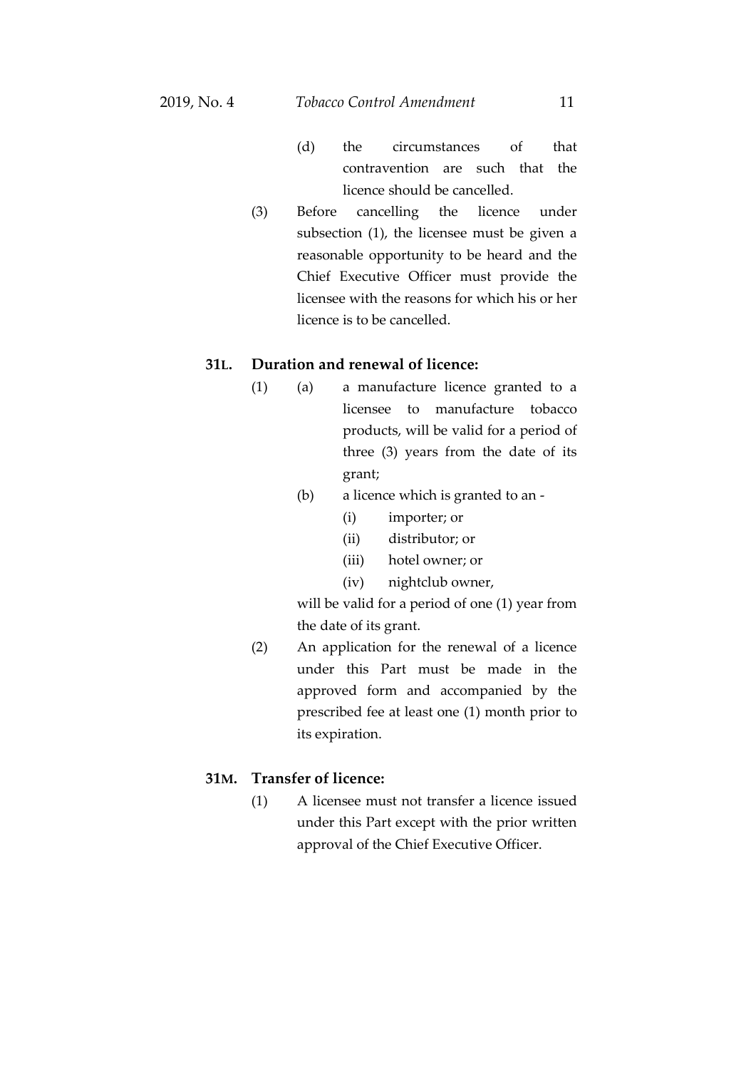(d) the circumstances of that contravention are such that the licence should be cancelled.

(3) Before cancelling the licence under subsection (1), the licensee must be given a reasonable opportunity to be heard and the Chief Executive Officer must provide the licensee with the reasons for which his or her licence is to be cancelled.

**31L. Duration and renewal of licence:**

(1) (a) a manufacture licence granted to a licensee to manufacture tobacco products, will be valid for a period of three (3) years from the date of its grant;

(b) a licence which is granted to an -

(i) importer; or

(ii) distributor; or

(iii) hotel owner; or

(iv) nightclub owner,

will be valid for a period of one (1) year from the date of its grant.

(2) An application for the renewal of a licence under this Part must be made in the approved form and accompanied by the prescribed fee at least one (1) month prior to its expiration.

**31M. Transfer of licence:**

(1) A licensee must not transfer a licence issued under this Part except with the prior written approval of the Chief Executive Officer.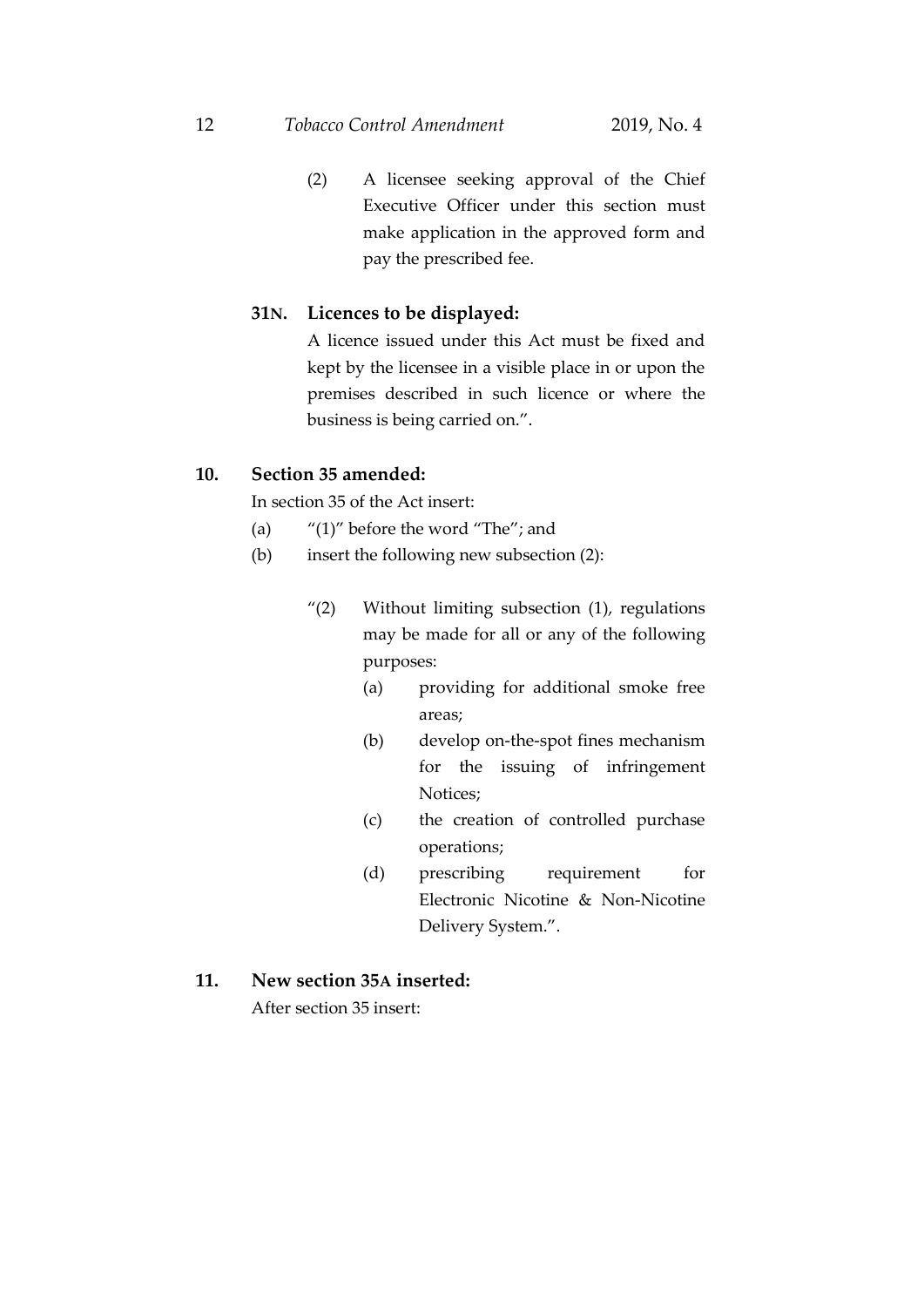(2) A licensee seeking approval of the Chief Executive Officer under this section must make application in the approved form and pay the prescribed fee.

**31N. Licences to be displayed:**

A licence issued under this Act must be fixed and kept by the licensee in a visible place in or upon the premises described in such licence or where the business is being carried on.".

**10. Section 35 amended:**

In section 35 of the Act insert:

(a) "(1)" before the word "The"; and

(b) insert the following new subsection (2):

"(2) Without limiting subsection (1), regulations may be made for all or any of the following purposes:

(a) providing for additional smoke free areas;

(b) develop on-the-spot fines mechanism for the issuing of infringement Notices;

(c) the creation of controlled purchase operations;

(d) prescribing requirement for Electronic Nicotine & Non-Nicotine Delivery System.".

**11. New section 35A inserted:**

After section 35 insert: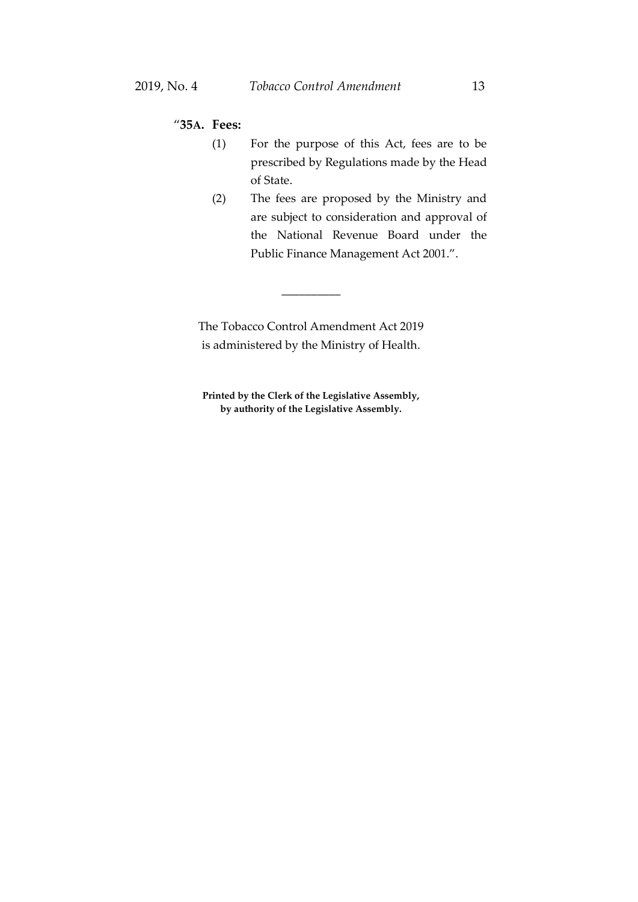"**35A. Fees:**

(1) For the purpose of this Act, fees are to be prescribed by Regulations made by the Head of State.

(2) The fees are proposed by the Ministry and are subject to consideration and approval of the National Revenue Board under the Public Finance Management Act 2001.".

---

The Tobacco Control Amendment Act 2019
is administered by the Ministry of Health.

**Printed by the Clerk of the Legislative Assembly,**
**by authority of the Legislative Assembly.**